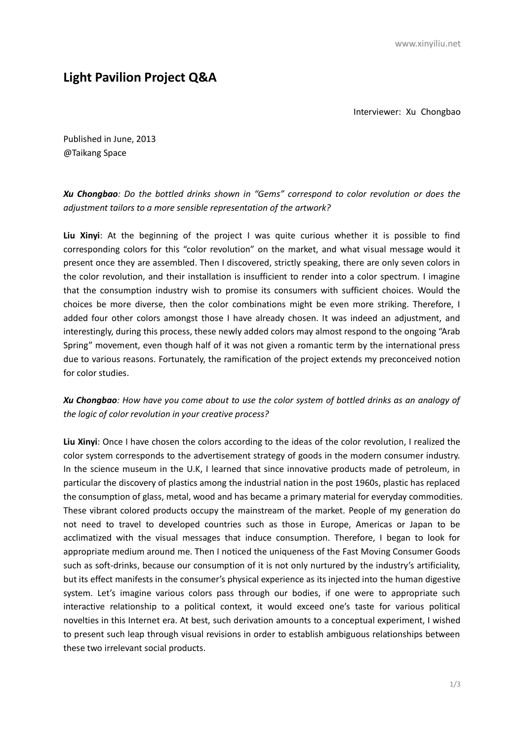# Light Pavilion Project Q&A

Interviewer: Xu Chongbao

Published in June, 2013
@Taikang Space

***Xu Chongbao****: Do the bottled drinks shown in "Gems" correspond to color revolution or does the adjustment tailors to a more sensible representation of the artwork?*

**Liu Xinyi**: At the beginning of the project I was quite curious whether it is possible to find corresponding colors for this "color revolution" on the market, and what visual message would it present once they are assembled. Then I discovered, strictly speaking, there are only seven colors in the color revolution, and their installation is insufficient to render into a color spectrum. I imagine that the consumption industry wish to promise its consumers with sufficient choices. Would the choices be more diverse, then the color combinations might be even more striking. Therefore, I added four other colors amongst those I have already chosen. It was indeed an adjustment, and interestingly, during this process, these newly added colors may almost respond to the ongoing "Arab Spring" movement, even though half of it was not given a romantic term by the international press due to various reasons. Fortunately, the ramification of the project extends my preconceived notion for color studies.

***Xu Chongbao****: How have you come about to use the color system of bottled drinks as an analogy of the logic of color revolution in your creative process?*

**Liu Xinyi**: Once I have chosen the colors according to the ideas of the color revolution, I realized the color system corresponds to the advertisement strategy of goods in the modern consumer industry. In the science museum in the U.K, I learned that since innovative products made of petroleum, in particular the discovery of plastics among the industrial nation in the post 1960s, plastic has replaced the consumption of glass, metal, wood and has became a primary material for everyday commodities. These vibrant colored products occupy the mainstream of the market. People of my generation do not need to travel to developed countries such as those in Europe, Americas or Japan to be acclimatized with the visual messages that induce consumption. Therefore, I began to look for appropriate medium around me. Then I noticed the uniqueness of the Fast Moving Consumer Goods such as soft-drinks, because our consumption of it is not only nurtured by the industry's artificiality, but its effect manifests in the consumer's physical experience as its injected into the human digestive system. Let's imagine various colors pass through our bodies, if one were to appropriate such interactive relationship to a political context, it would exceed one's taste for various political novelties in this Internet era. At best, such derivation amounts to a conceptual experiment, I wished to present such leap through visual revisions in order to establish ambiguous relationships between these two irrelevant social products.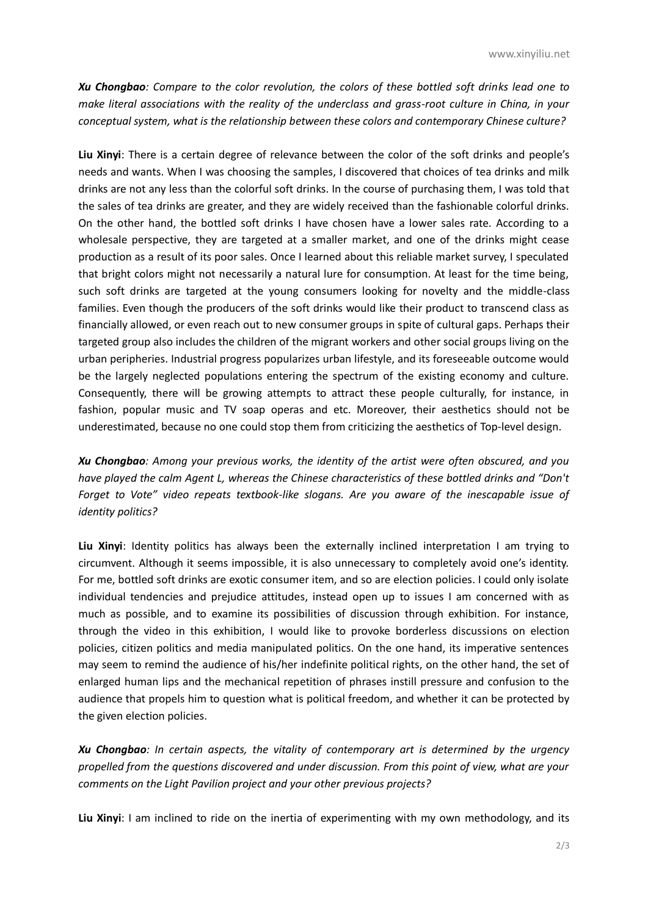***Xu Chongbao**: Compare to the color revolution, the colors of these bottled soft drinks lead one to make literal associations with the reality of the underclass and grass-root culture in China, in your conceptual system, what is the relationship between these colors and contemporary Chinese culture?*

**Liu Xinyi**: There is a certain degree of relevance between the color of the soft drinks and people's needs and wants. When I was choosing the samples, I discovered that choices of tea drinks and milk drinks are not any less than the colorful soft drinks. In the course of purchasing them, I was told that the sales of tea drinks are greater, and they are widely received than the fashionable colorful drinks. On the other hand, the bottled soft drinks I have chosen have a lower sales rate. According to a wholesale perspective, they are targeted at a smaller market, and one of the drinks might cease production as a result of its poor sales. Once I learned about this reliable market survey, I speculated that bright colors might not necessarily a natural lure for consumption. At least for the time being, such soft drinks are targeted at the young consumers looking for novelty and the middle-class families. Even though the producers of the soft drinks would like their product to transcend class as financially allowed, or even reach out to new consumer groups in spite of cultural gaps. Perhaps their targeted group also includes the children of the migrant workers and other social groups living on the urban peripheries. Industrial progress popularizes urban lifestyle, and its foreseeable outcome would be the largely neglected populations entering the spectrum of the existing economy and culture. Consequently, there will be growing attempts to attract these people culturally, for instance, in fashion, popular music and TV soap operas and etc. Moreover, their aesthetics should not be underestimated, because no one could stop them from criticizing the aesthetics of Top-level design.

***Xu Chongbao**: Among your previous works, the identity of the artist were often obscured, and you have played the calm Agent L, whereas the Chinese characteristics of these bottled drinks and "Don't Forget to Vote" video repeats textbook-like slogans. Are you aware of the inescapable issue of identity politics?*

**Liu Xinyi**: Identity politics has always been the externally inclined interpretation I am trying to circumvent. Although it seems impossible, it is also unnecessary to completely avoid one's identity. For me, bottled soft drinks are exotic consumer item, and so are election policies. I could only isolate individual tendencies and prejudice attitudes, instead open up to issues I am concerned with as much as possible, and to examine its possibilities of discussion through exhibition. For instance, through the video in this exhibition, I would like to provoke borderless discussions on election policies, citizen politics and media manipulated politics. On the one hand, its imperative sentences may seem to remind the audience of his/her indefinite political rights, on the other hand, the set of enlarged human lips and the mechanical repetition of phrases instill pressure and confusion to the audience that propels him to question what is political freedom, and whether it can be protected by the given election policies.

***Xu Chongbao**: In certain aspects, the vitality of contemporary art is determined by the urgency propelled from the questions discovered and under discussion. From this point of view, what are your comments on the Light Pavilion project and your other previous projects?*

**Liu Xinyi**: I am inclined to ride on the inertia of experimenting with my own methodology, and its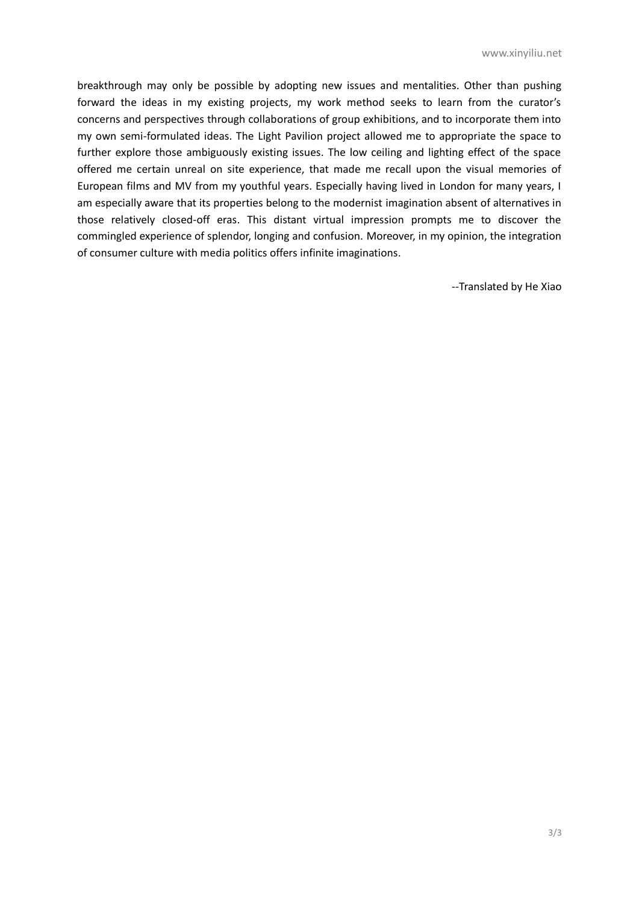breakthrough may only be possible by adopting new issues and mentalities. Other than pushing forward the ideas in my existing projects, my work method seeks to learn from the curator's concerns and perspectives through collaborations of group exhibitions, and to incorporate them into my own semi-formulated ideas. The Light Pavilion project allowed me to appropriate the space to further explore those ambiguously existing issues. The low ceiling and lighting effect of the space offered me certain unreal on site experience, that made me recall upon the visual memories of European films and MV from my youthful years. Especially having lived in London for many years, I am especially aware that its properties belong to the modernist imagination absent of alternatives in those relatively closed-off eras. This distant virtual impression prompts me to discover the commingled experience of splendor, longing and confusion. Moreover, in my opinion, the integration of consumer culture with media politics offers infinite imaginations.

--Translated by He Xiao